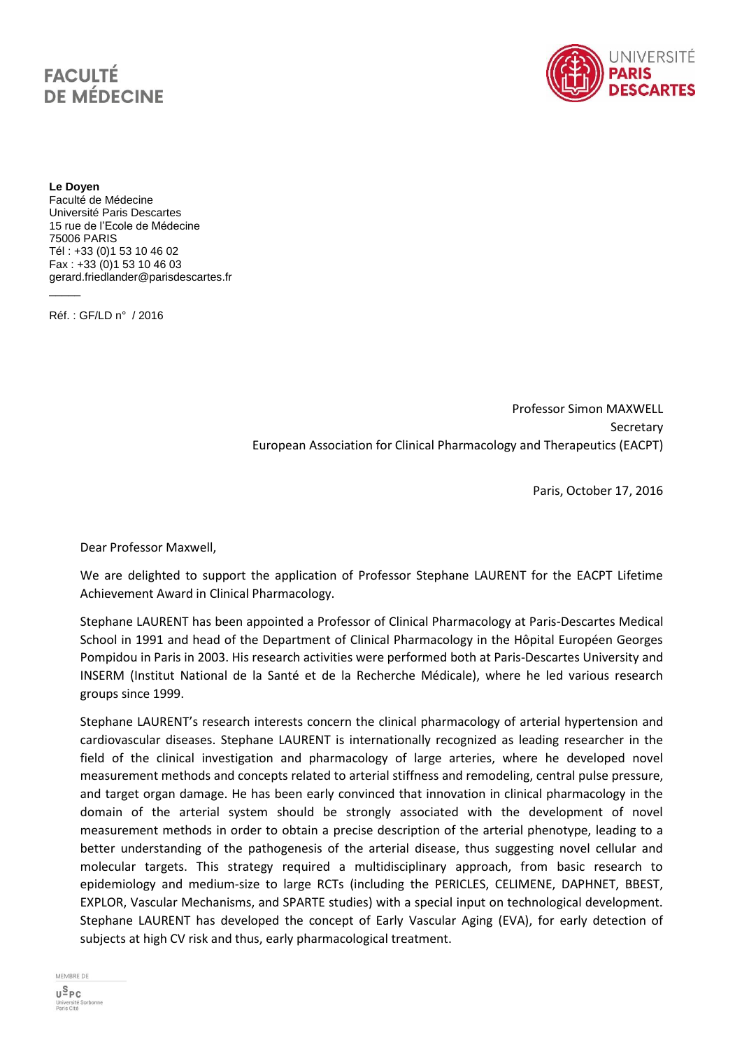FACULTÉ
DE MÉDECINE

UNIVERSITÉ
PARIS
DESCARTES

**Le Doyen**
Faculté de Médecine
Université Paris Descartes
15 rue de l'Ecole de Médecine
75006 PARIS
Tél : +33 (0)1 53 10 46 02
Fax : +33 (0)1 53 10 46 03
gerard.friedlander@parisdescartes.fr

Réf. : GF/LD n° / 2016

Professor Simon MAXWELL
Secretary
European Association for Clinical Pharmacology and Therapeutics (EACPT)

Paris, October 17, 2016

Dear Professor Maxwell,

We are delighted to support the application of Professor Stephane LAURENT for the EACPT Lifetime Achievement Award in Clinical Pharmacology.

Stephane LAURENT has been appointed a Professor of Clinical Pharmacology at Paris-Descartes Medical School in 1991 and head of the Department of Clinical Pharmacology in the Hôpital Européen Georges Pompidou in Paris in 2003. His research activities were performed both at Paris-Descartes University and INSERM (Institut National de la Santé et de la Recherche Médicale), where he led various research groups since 1999.

Stephane LAURENT's research interests concern the clinical pharmacology of arterial hypertension and cardiovascular diseases. Stephane LAURENT is internationally recognized as leading researcher in the field of the clinical investigation and pharmacology of large arteries, where he developed novel measurement methods and concepts related to arterial stiffness and remodeling, central pulse pressure, and target organ damage. He has been early convinced that innovation in clinical pharmacology in the domain of the arterial system should be strongly associated with the development of novel measurement methods in order to obtain a precise description of the arterial phenotype, leading to a better understanding of the pathogenesis of the arterial disease, thus suggesting novel cellular and molecular targets. This strategy required a multidisciplinary approach, from basic research to epidemiology and medium-size to large RCTs (including the PERICLES, CELIMENE, DAPHNET, BBEST, EXPLOR, Vascular Mechanisms, and SPARTE studies) with a special input on technological development. Stephane LAURENT has developed the concept of Early Vascular Aging (EVA), for early detection of subjects at high CV risk and thus, early pharmacological treatment.

MEMBRE DE
USPC
Université Sorbonne Paris Cité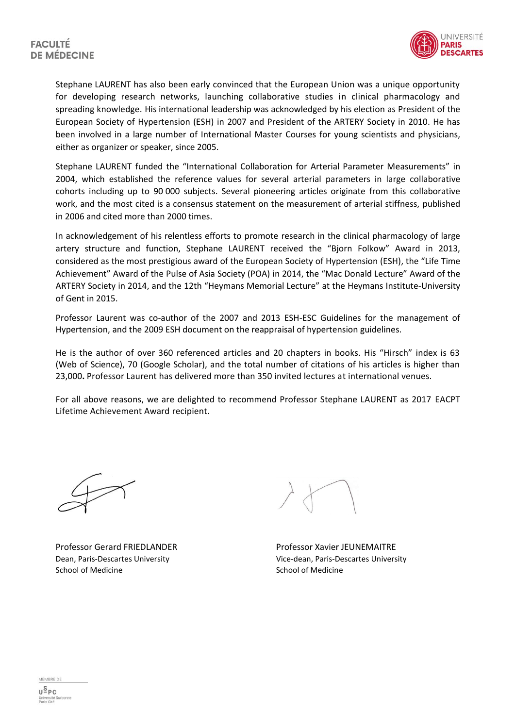Stephane LAURENT has also been early convinced that the European Union was a unique opportunity for developing research networks, launching collaborative studies in clinical pharmacology and spreading knowledge. His international leadership was acknowledged by his election as President of the European Society of Hypertension (ESH) in 2007 and President of the ARTERY Society in 2010. He has been involved in a large number of International Master Courses for young scientists and physicians, either as organizer or speaker, since 2005.

Stephane LAURENT funded the "International Collaboration for Arterial Parameter Measurements" in 2004, which established the reference values for several arterial parameters in large collaborative cohorts including up to 90 000 subjects. Several pioneering articles originate from this collaborative work, and the most cited is a consensus statement on the measurement of arterial stiffness, published in 2006 and cited more than 2000 times.

In acknowledgement of his relentless efforts to promote research in the clinical pharmacology of large artery structure and function, Stephane LAURENT received the "Bjorn Folkow" Award in 2013, considered as the most prestigious award of the European Society of Hypertension (ESH), the "Life Time Achievement" Award of the Pulse of Asia Society (POA) in 2014, the "Mac Donald Lecture" Award of the ARTERY Society in 2014, and the 12th "Heymans Memorial Lecture" at the Heymans Institute-University of Gent in 2015.

Professor Laurent was co-author of the 2007 and 2013 ESH-ESC Guidelines for the management of Hypertension, and the 2009 ESH document on the reappraisal of hypertension guidelines.

He is the author of over 360 referenced articles and 20 chapters in books. His "Hirsch" index is 63 (Web of Science), 70 (Google Scholar), and the total number of citations of his articles is higher than 23,000**.** Professor Laurent has delivered more than 350 invited lectures at international venues.

For all above reasons, we are delighted to recommend Professor Stephane LAURENT as 2017 EACPT Lifetime Achievement Award recipient.

Professor Gerard FRIEDLANDER
Dean, Paris-Descartes University
School of Medicine

Professor Xavier JEUNEMAITRE
Vice-dean, Paris-Descartes University
School of Medicine